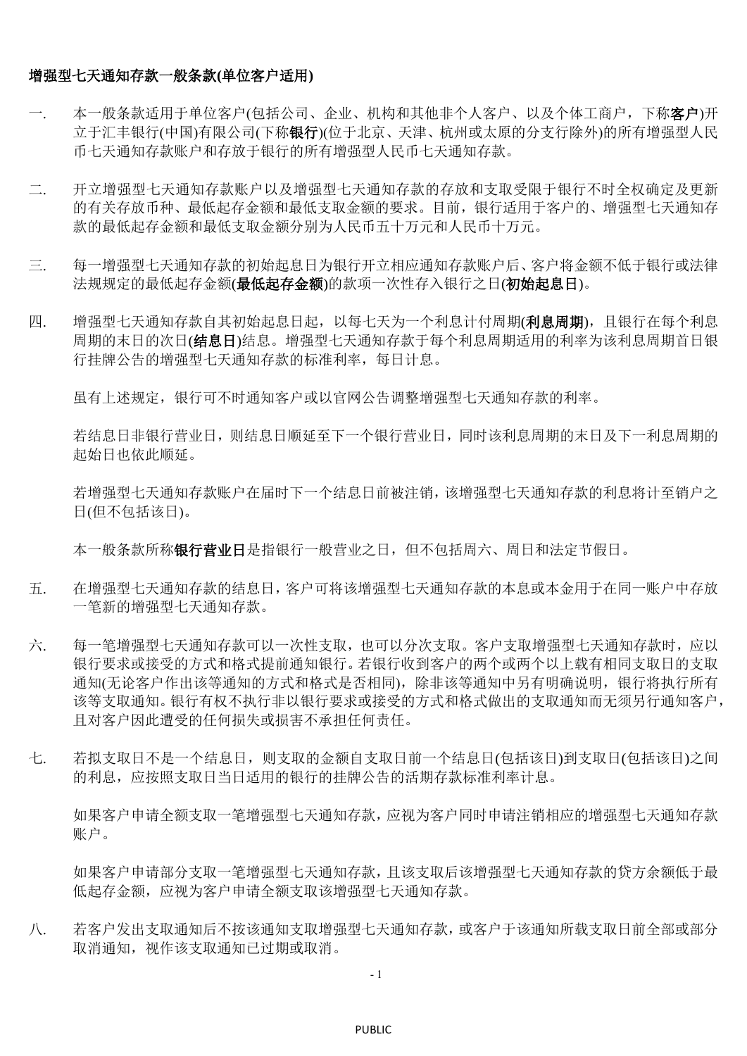**增强型七天通知存款一般条款(单位客户适用)**

一. 本一般条款适用于单位客户(包括公司、企业、机构和其他非个人客户、以及个体工商户，下称**客户**)开立于汇丰银行(中国)有限公司(下称**银行**)(位于北京、天津、杭州或太原的分支行除外)的所有增强型人民币七天通知存款账户和存放于银行的所有增强型人民币七天通知存款。

二. 开立增强型七天通知存款账户以及增强型七天通知存款的存放和支取受限于银行不时全权确定及更新的有关存放币种、最低起存金额和最低支取金额的要求。目前，银行适用于客户的、增强型七天通知存款的最低起存金额和最低支取金额分别为人民币五十万元和人民币十万元。

三. 每一增强型七天通知存款的初始起息日为银行开立相应通知存款账户后、客户将金额不低于银行或法律法规规定的最低起存金额(**最低起存金额**)的款项一次性存入银行之日(**初始起息日**)。

四. 增强型七天通知存款自其初始起息日起，以每七天为一个利息计付周期(**利息周期**)，且银行在每个利息周期的末日的次日(**结息日**)结息。增强型七天通知存款于每个利息周期适用的利率为该利息周期首日银行挂牌公告的增强型七天通知存款的标准利率，每日计息。

   虽有上述规定，银行可不时通知客户或以官网公告调整增强型七天通知存款的利率。

   若结息日非银行营业日，则结息日顺延至下一个银行营业日，同时该利息周期的末日及下一利息周期的起始日也依此顺延。

   若增强型七天通知存款账户在届时下一个结息日前被注销，该增强型七天通知存款的利息将计至销户之日(但不包括该日)。

   本一般条款所称**银行营业日**是指银行一般营业之日，但不包括周六、周日和法定节假日。

五. 在增强型七天通知存款的结息日，客户可将该增强型七天通知存款的本息或本金用于在同一账户中存放一笔新的增强型七天通知存款。

六. 每一笔增强型七天通知存款可以一次性支取，也可以分次支取。客户支取增强型七天通知存款时，应以银行要求或接受的方式和格式提前通知银行。若银行收到客户的两个或两个以上载有相同支取日的支取通知(无论客户作出该等通知的方式和格式是否相同)，除非该等通知中另有明确说明，银行将执行所有该等支取通知。银行有权不执行非以银行要求或接受的方式和格式做出的支取通知而无须另行通知客户，且对客户因此遭受的任何损失或损害不承担任何责任。

七. 若拟支取日不是一个结息日，则支取的金额自支取日前一个结息日(包括该日)到支取日(包括该日)之间的利息，应按照支取日当日适用的银行的挂牌公告的活期存款标准利率计息。

   如果客户申请全额支取一笔增强型七天通知存款，应视为客户同时申请注销相应的增强型七天通知存款账户。

   如果客户申请部分支取一笔增强型七天通知存款，且该支取后该增强型七天通知存款的贷方余额低于最低起存金额，应视为客户申请全额支取该增强型七天通知存款。

八. 若客户发出支取通知后不按该通知支取增强型七天通知存款，或客户于该通知所载支取日前全部或部分取消通知，视作该支取通知已过期或取消。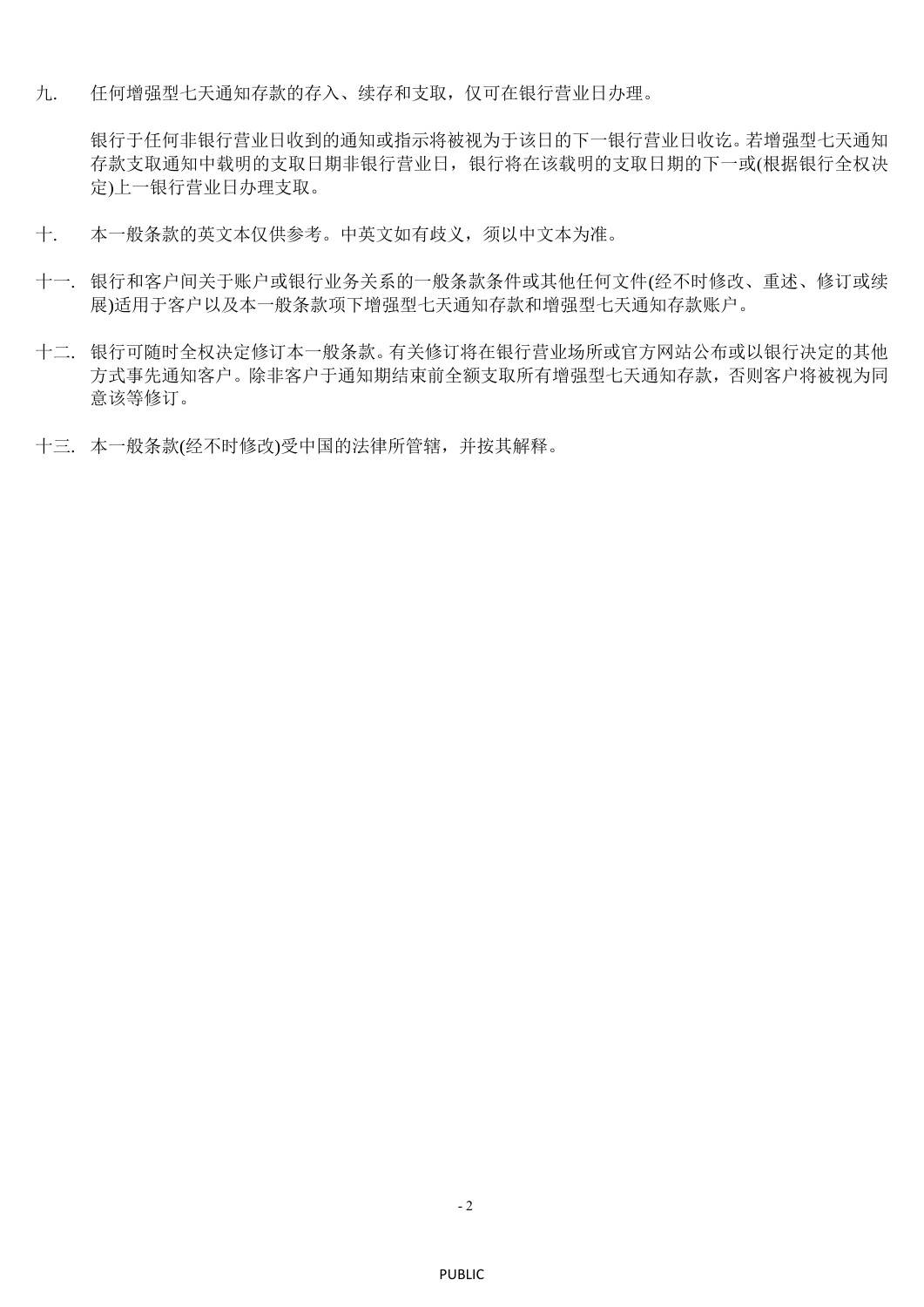九. 任何增强型七天通知存款的存入、续存和支取，仅可在银行营业日办理。

银行于任何非银行营业日收到的通知或指示将被视为于该日的下一银行营业日收讫。若增强型七天通知存款支取通知中载明的支取日期非银行营业日，银行将在该载明的支取日期的下一或(根据银行全权决定)上一银行营业日办理支取。

十. 本一般条款的英文本仅供参考。中英文如有歧义，须以中文本为准。

十一. 银行和客户间关于账户或银行业务关系的一般条款条件或其他任何文件(经不时修改、重述、修订或续展)适用于客户以及本一般条款项下增强型七天通知存款和增强型七天通知存款账户。

十二. 银行可随时全权决定修订本一般条款。有关修订将在银行营业场所或官方网站公布或以银行决定的其他方式事先通知客户。除非客户于通知期结束前全额支取所有增强型七天通知存款，否则客户将被视为同意该等修订。

十三. 本一般条款(经不时修改)受中国的法律所管辖，并按其解释。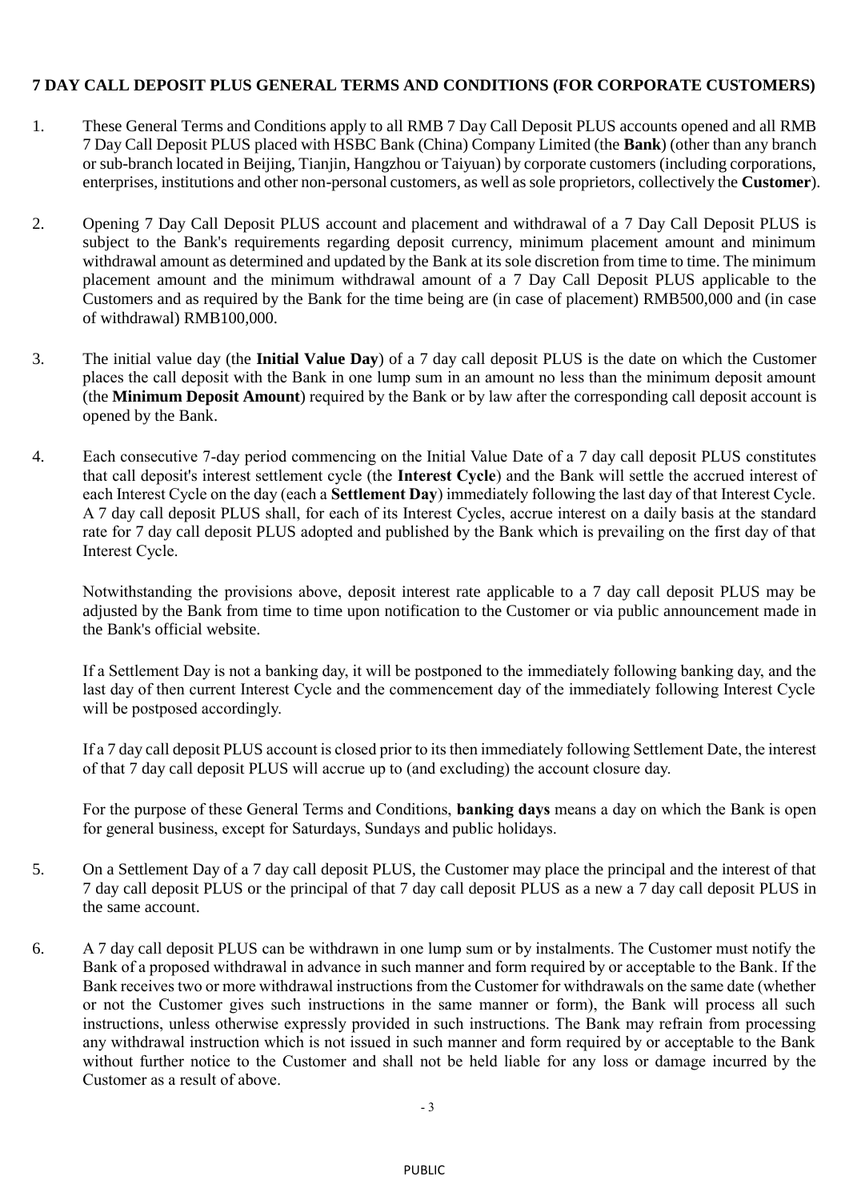**7 DAY CALL DEPOSIT PLUS GENERAL TERMS AND CONDITIONS (FOR CORPORATE CUSTOMERS)**

1. These General Terms and Conditions apply to all RMB 7 Day Call Deposit PLUS accounts opened and all RMB 7 Day Call Deposit PLUS placed with HSBC Bank (China) Company Limited (the **Bank**) (other than any branch or sub-branch located in Beijing, Tianjin, Hangzhou or Taiyuan) by corporate customers (including corporations, enterprises, institutions and other non-personal customers, as well as sole proprietors, collectively the **Customer**).

2. Opening 7 Day Call Deposit PLUS account and placement and withdrawal of a 7 Day Call Deposit PLUS is subject to the Bank's requirements regarding deposit currency, minimum placement amount and minimum withdrawal amount as determined and updated by the Bank at its sole discretion from time to time. The minimum placement amount and the minimum withdrawal amount of a 7 Day Call Deposit PLUS applicable to the Customers and as required by the Bank for the time being are (in case of placement) RMB500,000 and (in case of withdrawal) RMB100,000.

3. The initial value day (the **Initial Value Day**) of a 7 day call deposit PLUS is the date on which the Customer places the call deposit with the Bank in one lump sum in an amount no less than the minimum deposit amount (the **Minimum Deposit Amount**) required by the Bank or by law after the corresponding call deposit account is opened by the Bank.

4. Each consecutive 7-day period commencing on the Initial Value Date of a 7 day call deposit PLUS constitutes that call deposit's interest settlement cycle (the **Interest Cycle**) and the Bank will settle the accrued interest of each Interest Cycle on the day (each a **Settlement Day**) immediately following the last day of that Interest Cycle. A 7 day call deposit PLUS shall, for each of its Interest Cycles, accrue interest on a daily basis at the standard rate for 7 day call deposit PLUS adopted and published by the Bank which is prevailing on the first day of that Interest Cycle.

   Notwithstanding the provisions above, deposit interest rate applicable to a 7 day call deposit PLUS may be adjusted by the Bank from time to time upon notification to the Customer or via public announcement made in the Bank's official website.

   If a Settlement Day is not a banking day, it will be postponed to the immediately following banking day, and the last day of then current Interest Cycle and the commencement day of the immediately following Interest Cycle will be postposed accordingly.

   If a 7 day call deposit PLUS account is closed prior to its then immediately following Settlement Date, the interest of that 7 day call deposit PLUS will accrue up to (and excluding) the account closure day.

   For the purpose of these General Terms and Conditions, **banking days** means a day on which the Bank is open for general business, except for Saturdays, Sundays and public holidays.

5. On a Settlement Day of a 7 day call deposit PLUS, the Customer may place the principal and the interest of that 7 day call deposit PLUS or the principal of that 7 day call deposit PLUS as a new a 7 day call deposit PLUS in the same account.

6. A 7 day call deposit PLUS can be withdrawn in one lump sum or by instalments. The Customer must notify the Bank of a proposed withdrawal in advance in such manner and form required by or acceptable to the Bank. If the Bank receives two or more withdrawal instructions from the Customer for withdrawals on the same date (whether or not the Customer gives such instructions in the same manner or form), the Bank will process all such instructions, unless otherwise expressly provided in such instructions. The Bank may refrain from processing any withdrawal instruction which is not issued in such manner and form required by or acceptable to the Bank without further notice to the Customer and shall not be held liable for any loss or damage incurred by the Customer as a result of above.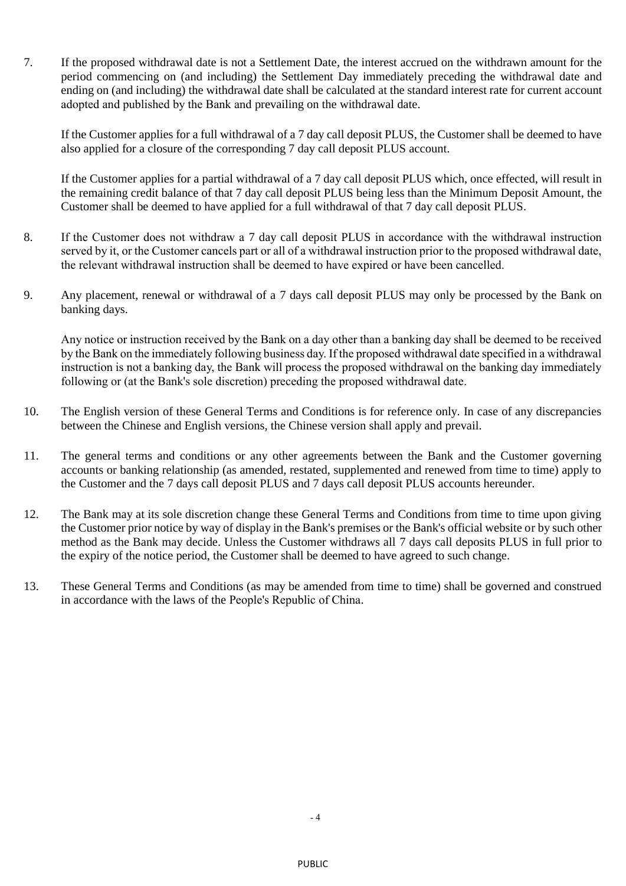7. If the proposed withdrawal date is not a Settlement Date, the interest accrued on the withdrawn amount for the period commencing on (and including) the Settlement Day immediately preceding the withdrawal date and ending on (and including) the withdrawal date shall be calculated at the standard interest rate for current account adopted and published by the Bank and prevailing on the withdrawal date.

   If the Customer applies for a full withdrawal of a 7 day call deposit PLUS, the Customer shall be deemed to have also applied for a closure of the corresponding 7 day call deposit PLUS account.

   If the Customer applies for a partial withdrawal of a 7 day call deposit PLUS which, once effected, will result in the remaining credit balance of that 7 day call deposit PLUS being less than the Minimum Deposit Amount, the Customer shall be deemed to have applied for a full withdrawal of that 7 day call deposit PLUS.

8. If the Customer does not withdraw a 7 day call deposit PLUS in accordance with the withdrawal instruction served by it, or the Customer cancels part or all of a withdrawal instruction prior to the proposed withdrawal date, the relevant withdrawal instruction shall be deemed to have expired or have been cancelled.

9. Any placement, renewal or withdrawal of a 7 days call deposit PLUS may only be processed by the Bank on banking days.

   Any notice or instruction received by the Bank on a day other than a banking day shall be deemed to be received by the Bank on the immediately following business day. If the proposed withdrawal date specified in a withdrawal instruction is not a banking day, the Bank will process the proposed withdrawal on the banking day immediately following or (at the Bank's sole discretion) preceding the proposed withdrawal date.

10. The English version of these General Terms and Conditions is for reference only. In case of any discrepancies between the Chinese and English versions, the Chinese version shall apply and prevail.

11. The general terms and conditions or any other agreements between the Bank and the Customer governing accounts or banking relationship (as amended, restated, supplemented and renewed from time to time) apply to the Customer and the 7 days call deposit PLUS and 7 days call deposit PLUS accounts hereunder.

12. The Bank may at its sole discretion change these General Terms and Conditions from time to time upon giving the Customer prior notice by way of display in the Bank's premises or the Bank's official website or by such other method as the Bank may decide. Unless the Customer withdraws all 7 days call deposits PLUS in full prior to the expiry of the notice period, the Customer shall be deemed to have agreed to such change.

13. These General Terms and Conditions (as may be amended from time to time) shall be governed and construed in accordance with the laws of the People's Republic of China.

PUBLIC